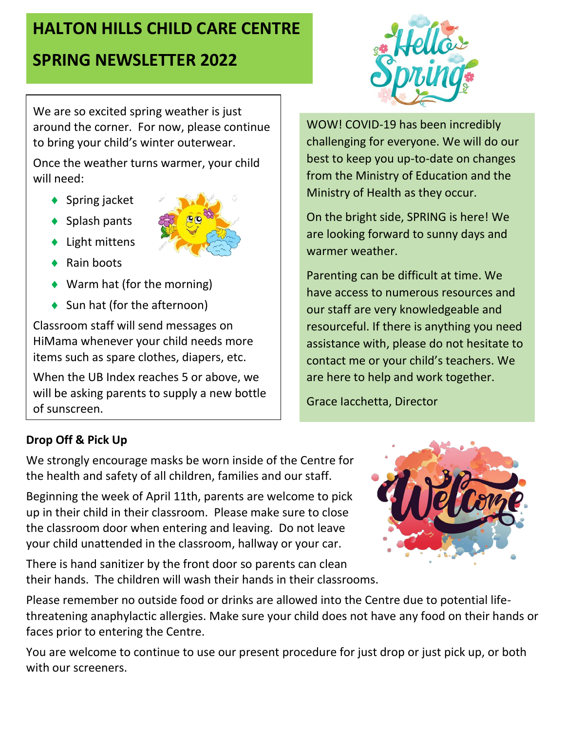# HALTON HILLS CHILD CARE CENTRE

# SPRING NEWSLETTER 2022

We are so excited spring weather is just around the corner. For now, please continue to bring your child's winter outerwear.

Once the weather turns warmer, your child will need:

- Spring jacket
- Splash pants
- Light mittens
- Rain boots
- Warm hat (for the morning)
- Sun hat (for the afternoon)

Classroom staff will send messages on HiMama whenever your child needs more items such as spare clothes, diapers, etc.

When the UB Index reaches 5 or above, we will be asking parents to supply a new bottle of sunscreen.

WOW! COVID-19 has been incredibly challenging for everyone. We will do our best to keep you up-to-date on changes from the Ministry of Education and the Ministry of Health as they occur.

On the bright side, SPRING is here! We are looking forward to sunny days and warmer weather.

Parenting can be difficult at time. We have access to numerous resources and our staff are very knowledgeable and resourceful. If there is anything you need assistance with, please do not hesitate to contact me or your child's teachers. We are here to help and work together.

Grace Iacchetta, Director

**Drop Off & Pick Up**

We strongly encourage masks be worn inside of the Centre for the health and safety of all children, families and our staff.

Beginning the week of April 11th, parents are welcome to pick up in their child in their classroom. Please make sure to close the classroom door when entering and leaving. Do not leave your child unattended in the classroom, hallway or your car.

There is hand sanitizer by the front door so parents can clean their hands. The children will wash their hands in their classrooms.

Please remember no outside food or drinks are allowed into the Centre due to potential life-threatening anaphylactic allergies. Make sure your child does not have any food on their hands or faces prior to entering the Centre.

You are welcome to continue to use our present procedure for just drop or just pick up, or both with our screeners.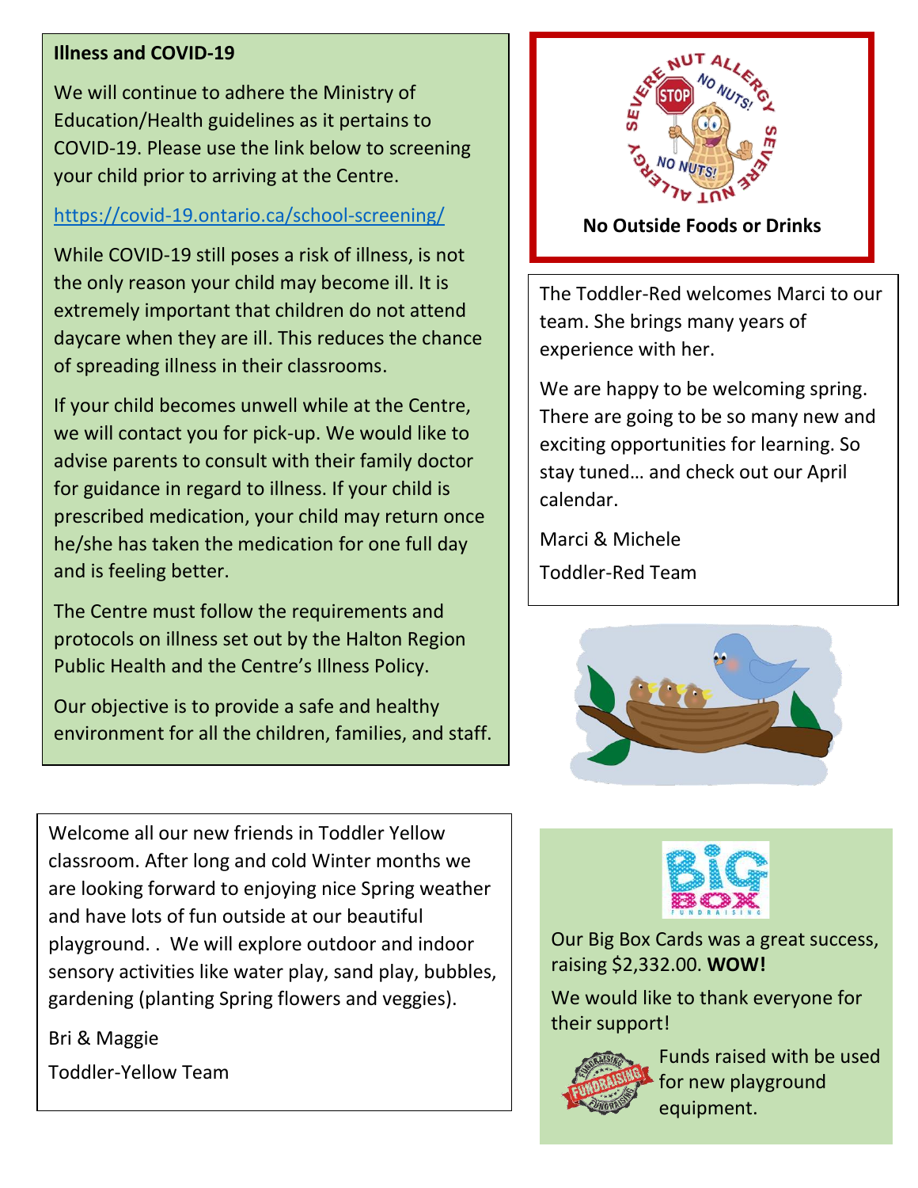## Illness and COVID-19

We will continue to adhere the Ministry of Education/Health guidelines as it pertains to COVID-19. Please use the link below to screening your child prior to arriving at the Centre.

https://covid-19.ontario.ca/school-screening/

While COVID-19 still poses a risk of illness, is not the only reason your child may become ill. It is extremely important that children do not attend daycare when they are ill. This reduces the chance of spreading illness in their classrooms.

If your child becomes unwell while at the Centre, we will contact you for pick-up. We would like to advise parents to consult with their family doctor for guidance in regard to illness. If your child is prescribed medication, your child may return once he/she has taken the medication for one full day and is feeling better.

The Centre must follow the requirements and protocols on illness set out by the Halton Region Public Health and the Centre's Illness Policy.

Our objective is to provide a safe and healthy environment for all the children, families, and staff.

**No Outside Foods or Drinks**

The Toddler-Red welcomes Marci to our team. She brings many years of experience with her.

We are happy to be welcoming spring. There are going to be so many new and exciting opportunities for learning. So stay tuned… and check out our April calendar.

Marci & Michele

Toddler-Red Team

Welcome all our new friends in Toddler Yellow classroom. After long and cold Winter months we are looking forward to enjoying nice Spring weather and have lots of fun outside at our beautiful playground. . We will explore outdoor and indoor sensory activities like water play, sand play, bubbles, gardening (planting Spring flowers and veggies).

Bri & Maggie

Toddler-Yellow Team

Our Big Box Cards was a great success, raising $2,332.00. **WOW!**

We would like to thank everyone for their support!

Funds raised with be used for new playground equipment.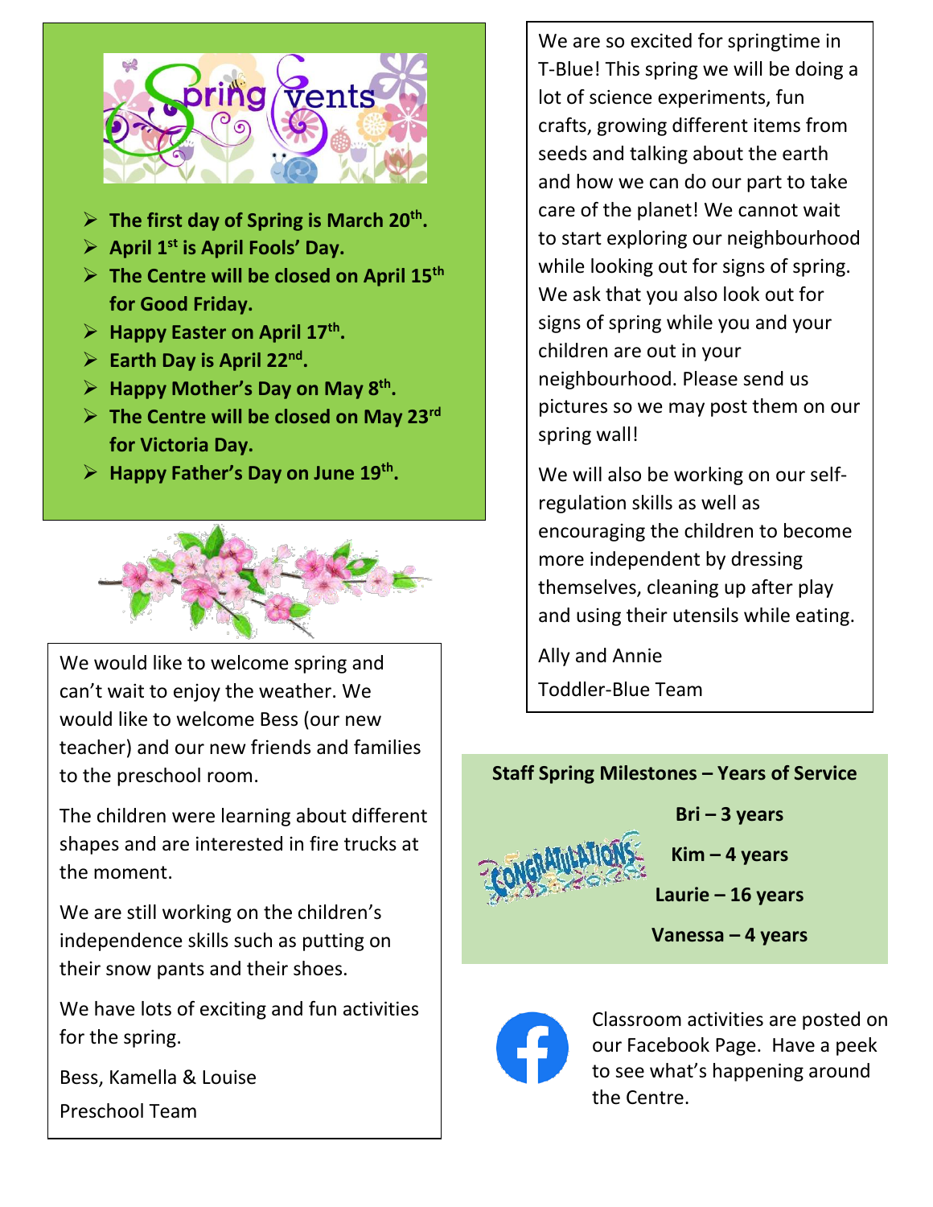## Spring Events

- **The first day of Spring is March 20th.**
- **April 1st is April Fools' Day.**
- **The Centre will be closed on April 15th for Good Friday.**
- **Happy Easter on April 17th.**
- **Earth Day is April 22nd.**
- **Happy Mother's Day on May 8th.**
- **The Centre will be closed on May 23rd for Victoria Day.**
- **Happy Father's Day on June 19th.**

We would like to welcome spring and can't wait to enjoy the weather. We would like to welcome Bess (our new teacher) and our new friends and families to the preschool room.

The children were learning about different shapes and are interested in fire trucks at the moment.

We are still working on the children's independence skills such as putting on their snow pants and their shoes.

We have lots of exciting and fun activities for the spring.

Bess, Kamella & Louise

Preschool Team

We are so excited for springtime in T-Blue! This spring we will be doing a lot of science experiments, fun crafts, growing different items from seeds and talking about the earth and how we can do our part to take care of the planet! We cannot wait to start exploring our neighbourhood while looking out for signs of spring. We ask that you also look out for signs of spring while you and your children are out in your neighbourhood. Please send us pictures so we may post them on our spring wall!

We will also be working on our self-regulation skills as well as encouraging the children to become more independent by dressing themselves, cleaning up after play and using their utensils while eating.

Ally and Annie

Toddler-Blue Team

**Staff Spring Milestones – Years of Service**

**Bri – 3 years**

**Kim – 4 years**

**Laurie – 16 years**

**Vanessa – 4 years**

Classroom activities are posted on our Facebook Page. Have a peek to see what's happening around the Centre.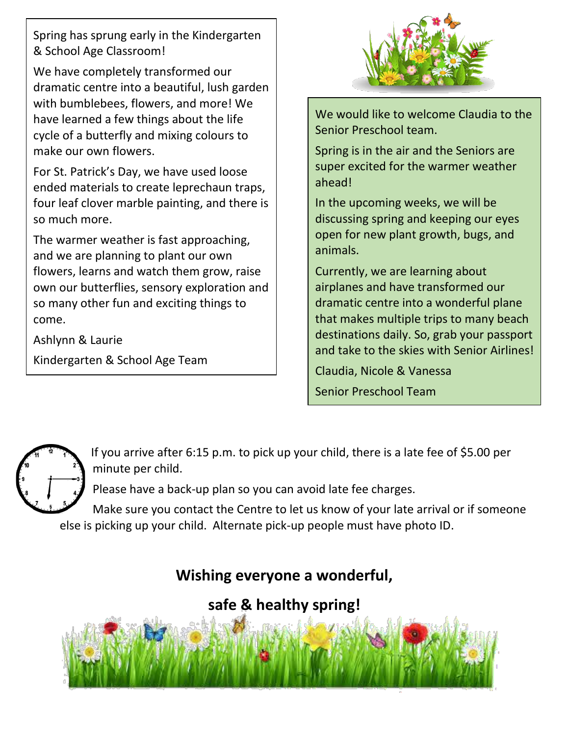Spring has sprung early in the Kindergarten & School Age Classroom!

We have completely transformed our dramatic centre into a beautiful, lush garden with bumblebees, flowers, and more! We have learned a few things about the life cycle of a butterfly and mixing colours to make our own flowers.

For St. Patrick's Day, we have used loose ended materials to create leprechaun traps, four leaf clover marble painting, and there is so much more.

The warmer weather is fast approaching, and we are planning to plant our own flowers, learns and watch them grow, raise own our butterflies, sensory exploration and so many other fun and exciting things to come.

Ashlynn & Laurie

Kindergarten & School Age Team

We would like to welcome Claudia to the Senior Preschool team.

Spring is in the air and the Seniors are super excited for the warmer weather ahead!

In the upcoming weeks, we will be discussing spring and keeping our eyes open for new plant growth, bugs, and animals.

Currently, we are learning about airplanes and have transformed our dramatic centre into a wonderful plane that makes multiple trips to many beach destinations daily. So, grab your passport and take to the skies with Senior Airlines!

Claudia, Nicole & Vanessa

Senior Preschool Team

If you arrive after 6:15 p.m. to pick up your child, there is a late fee of $5.00 per minute per child.

Please have a back-up plan so you can avoid late fee charges.

Make sure you contact the Centre to let us know of your late arrival or if someone else is picking up your child. Alternate pick-up people must have photo ID.

**Wishing everyone a wonderful,**

**safe & healthy spring!**